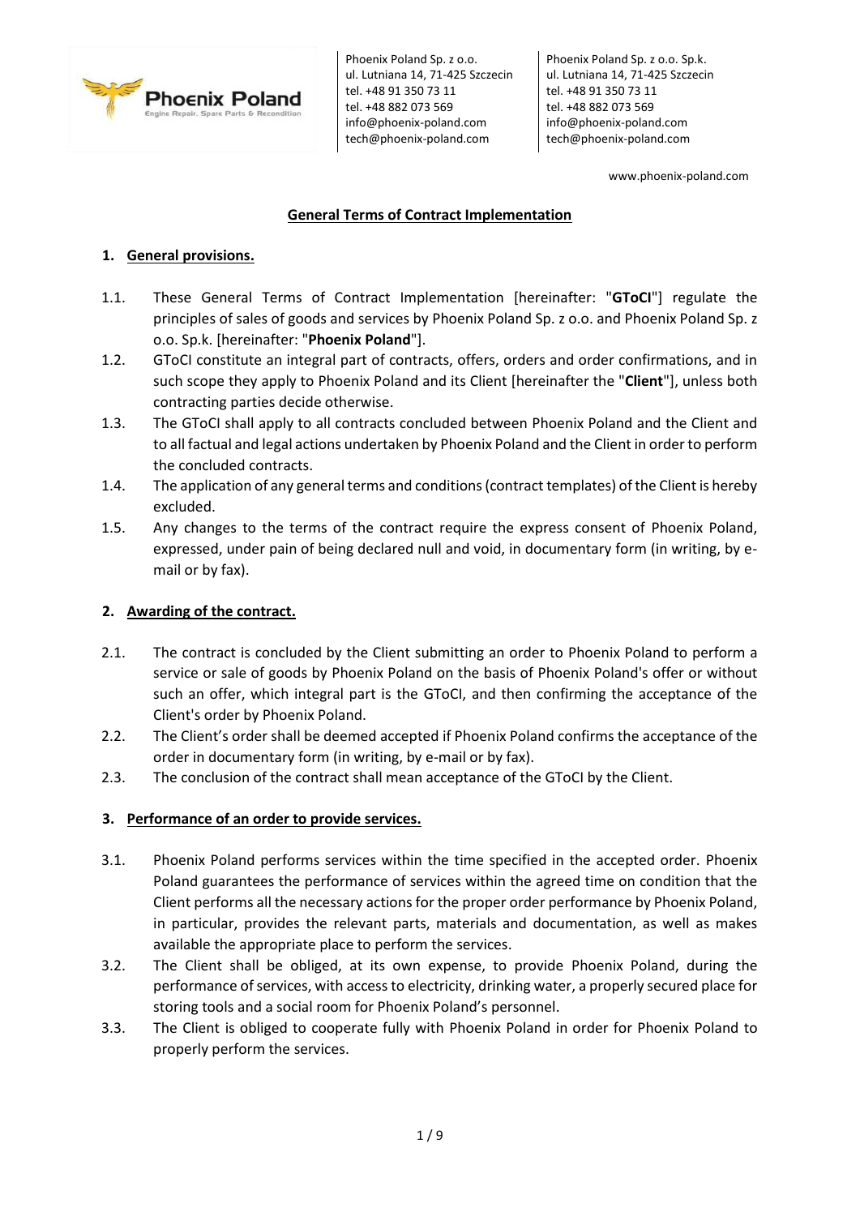Phoenix Poland Sp. z o.o.
ul. Lutniana 14, 71-425 Szczecin
tel. +48 91 350 73 11
tel. +48 882 073 569
info@phoenix-poland.com
tech@phoenix-poland.com

Phoenix Poland Sp. z o.o. Sp.k.
ul. Lutniana 14, 71-425 Szczecin
tel. +48 91 350 73 11
tel. +48 882 073 569
info@phoenix-poland.com
tech@phoenix-poland.com

www.phoenix-poland.com

# General Terms of Contract Implementation

## 1. General provisions.

1.1. These General Terms of Contract Implementation [hereinafter: "**GToCI**"] regulate the principles of sales of goods and services by Phoenix Poland Sp. z o.o. and Phoenix Poland Sp. z o.o. Sp.k. [hereinafter: "**Phoenix Poland**"].

1.2. GToCI constitute an integral part of contracts, offers, orders and order confirmations, and in such scope they apply to Phoenix Poland and its Client [hereinafter the "**Client**"], unless both contracting parties decide otherwise.

1.3. The GToCI shall apply to all contracts concluded between Phoenix Poland and the Client and to all factual and legal actions undertaken by Phoenix Poland and the Client in order to perform the concluded contracts.

1.4. The application of any general terms and conditions (contract templates) of the Client is hereby excluded.

1.5. Any changes to the terms of the contract require the express consent of Phoenix Poland, expressed, under pain of being declared null and void, in documentary form (in writing, by e-mail or by fax).

## 2. Awarding of the contract.

2.1. The contract is concluded by the Client submitting an order to Phoenix Poland to perform a service or sale of goods by Phoenix Poland on the basis of Phoenix Poland's offer or without such an offer, which integral part is the GToCI, and then confirming the acceptance of the Client's order by Phoenix Poland.

2.2. The Client's order shall be deemed accepted if Phoenix Poland confirms the acceptance of the order in documentary form (in writing, by e-mail or by fax).

2.3. The conclusion of the contract shall mean acceptance of the GToCI by the Client.

## 3. Performance of an order to provide services.

3.1. Phoenix Poland performs services within the time specified in the accepted order. Phoenix Poland guarantees the performance of services within the agreed time on condition that the Client performs all the necessary actions for the proper order performance by Phoenix Poland, in particular, provides the relevant parts, materials and documentation, as well as makes available the appropriate place to perform the services.

3.2. The Client shall be obliged, at its own expense, to provide Phoenix Poland, during the performance of services, with access to electricity, drinking water, a properly secured place for storing tools and a social room for Phoenix Poland's personnel.

3.3. The Client is obliged to cooperate fully with Phoenix Poland in order for Phoenix Poland to properly perform the services.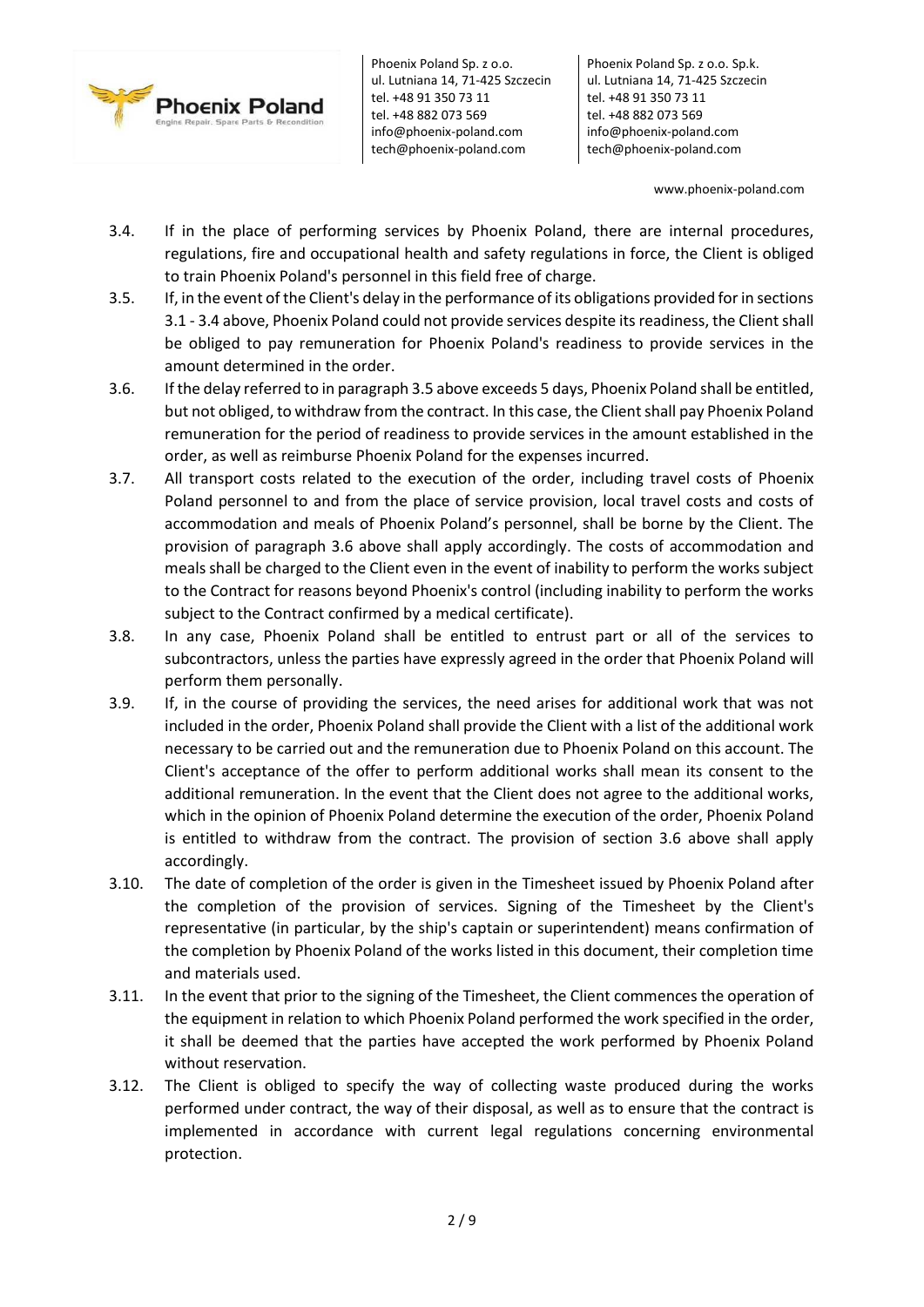3.4. If in the place of performing services by Phoenix Poland, there are internal procedures, regulations, fire and occupational health and safety regulations in force, the Client is obliged to train Phoenix Poland's personnel in this field free of charge.

3.5. If, in the event of the Client's delay in the performance of its obligations provided for in sections 3.1 - 3.4 above, Phoenix Poland could not provide services despite its readiness, the Client shall be obliged to pay remuneration for Phoenix Poland's readiness to provide services in the amount determined in the order.

3.6. If the delay referred to in paragraph 3.5 above exceeds 5 days, Phoenix Poland shall be entitled, but not obliged, to withdraw from the contract. In this case, the Client shall pay Phoenix Poland remuneration for the period of readiness to provide services in the amount established in the order, as well as reimburse Phoenix Poland for the expenses incurred.

3.7. All transport costs related to the execution of the order, including travel costs of Phoenix Poland personnel to and from the place of service provision, local travel costs and costs of accommodation and meals of Phoenix Poland's personnel, shall be borne by the Client. The provision of paragraph 3.6 above shall apply accordingly. The costs of accommodation and meals shall be charged to the Client even in the event of inability to perform the works subject to the Contract for reasons beyond Phoenix's control (including inability to perform the works subject to the Contract confirmed by a medical certificate).

3.8. In any case, Phoenix Poland shall be entitled to entrust part or all of the services to subcontractors, unless the parties have expressly agreed in the order that Phoenix Poland will perform them personally.

3.9. If, in the course of providing the services, the need arises for additional work that was not included in the order, Phoenix Poland shall provide the Client with a list of the additional work necessary to be carried out and the remuneration due to Phoenix Poland on this account. The Client's acceptance of the offer to perform additional works shall mean its consent to the additional remuneration. In the event that the Client does not agree to the additional works, which in the opinion of Phoenix Poland determine the execution of the order, Phoenix Poland is entitled to withdraw from the contract. The provision of section 3.6 above shall apply accordingly.

3.10. The date of completion of the order is given in the Timesheet issued by Phoenix Poland after the completion of the provision of services. Signing of the Timesheet by the Client's representative (in particular, by the ship's captain or superintendent) means confirmation of the completion by Phoenix Poland of the works listed in this document, their completion time and materials used.

3.11. In the event that prior to the signing of the Timesheet, the Client commences the operation of the equipment in relation to which Phoenix Poland performed the work specified in the order, it shall be deemed that the parties have accepted the work performed by Phoenix Poland without reservation.

3.12. The Client is obliged to specify the way of collecting waste produced during the works performed under contract, the way of their disposal, as well as to ensure that the contract is implemented in accordance with current legal regulations concerning environmental protection.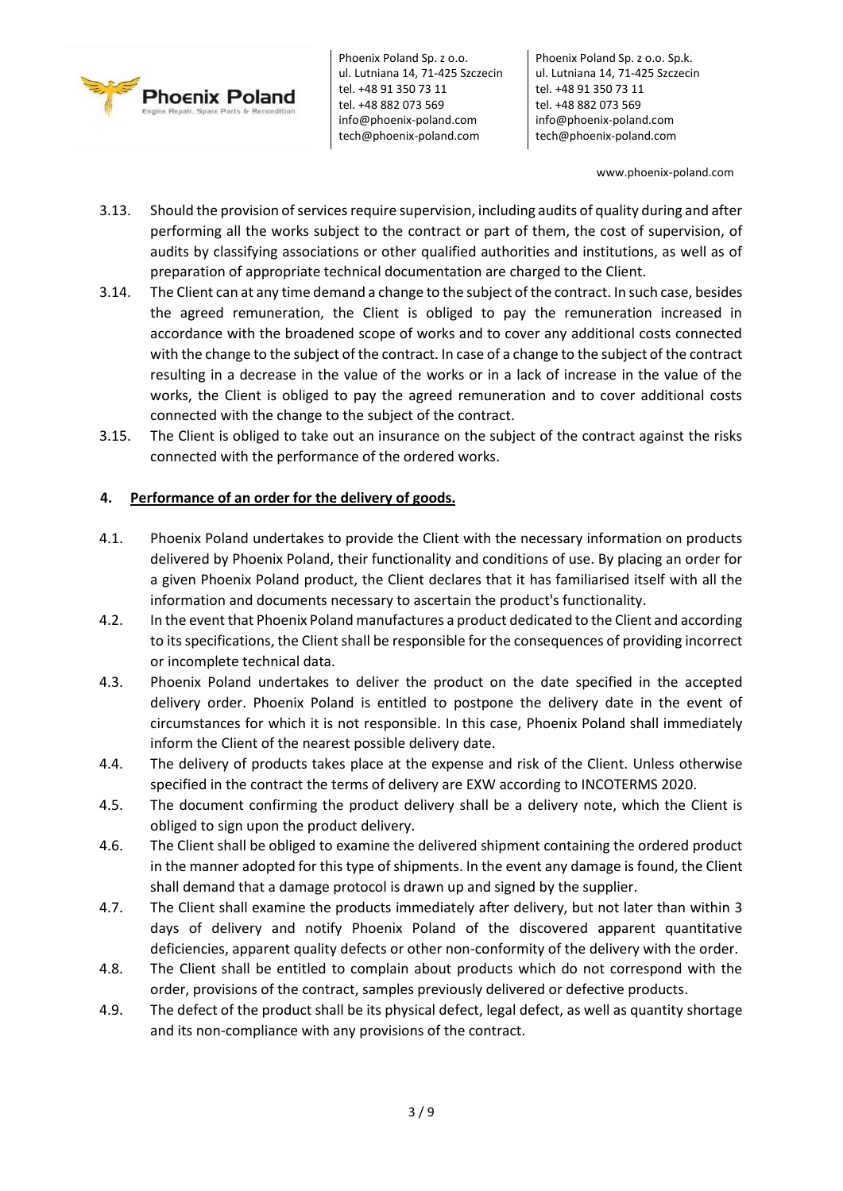3.13. Should the provision of services require supervision, including audits of quality during and after performing all the works subject to the contract or part of them, the cost of supervision, of audits by classifying associations or other qualified authorities and institutions, as well as of preparation of appropriate technical documentation are charged to the Client.

3.14. The Client can at any time demand a change to the subject of the contract. In such case, besides the agreed remuneration, the Client is obliged to pay the remuneration increased in accordance with the broadened scope of works and to cover any additional costs connected with the change to the subject of the contract. In case of a change to the subject of the contract resulting in a decrease in the value of the works or in a lack of increase in the value of the works, the Client is obliged to pay the agreed remuneration and to cover additional costs connected with the change to the subject of the contract.

3.15. The Client is obliged to take out an insurance on the subject of the contract against the risks connected with the performance of the ordered works.

## 4. Performance of an order for the delivery of goods.

4.1. Phoenix Poland undertakes to provide the Client with the necessary information on products delivered by Phoenix Poland, their functionality and conditions of use. By placing an order for a given Phoenix Poland product, the Client declares that it has familiarised itself with all the information and documents necessary to ascertain the product's functionality.

4.2. In the event that Phoenix Poland manufactures a product dedicated to the Client and according to its specifications, the Client shall be responsible for the consequences of providing incorrect or incomplete technical data.

4.3. Phoenix Poland undertakes to deliver the product on the date specified in the accepted delivery order. Phoenix Poland is entitled to postpone the delivery date in the event of circumstances for which it is not responsible. In this case, Phoenix Poland shall immediately inform the Client of the nearest possible delivery date.

4.4. The delivery of products takes place at the expense and risk of the Client. Unless otherwise specified in the contract the terms of delivery are EXW according to INCOTERMS 2020.

4.5. The document confirming the product delivery shall be a delivery note, which the Client is obliged to sign upon the product delivery.

4.6. The Client shall be obliged to examine the delivered shipment containing the ordered product in the manner adopted for this type of shipments. In the event any damage is found, the Client shall demand that a damage protocol is drawn up and signed by the supplier.

4.7. The Client shall examine the products immediately after delivery, but not later than within 3 days of delivery and notify Phoenix Poland of the discovered apparent quantitative deficiencies, apparent quality defects or other non-conformity of the delivery with the order.

4.8. The Client shall be entitled to complain about products which do not correspond with the order, provisions of the contract, samples previously delivered or defective products.

4.9. The defect of the product shall be its physical defect, legal defect, as well as quantity shortage and its non-compliance with any provisions of the contract.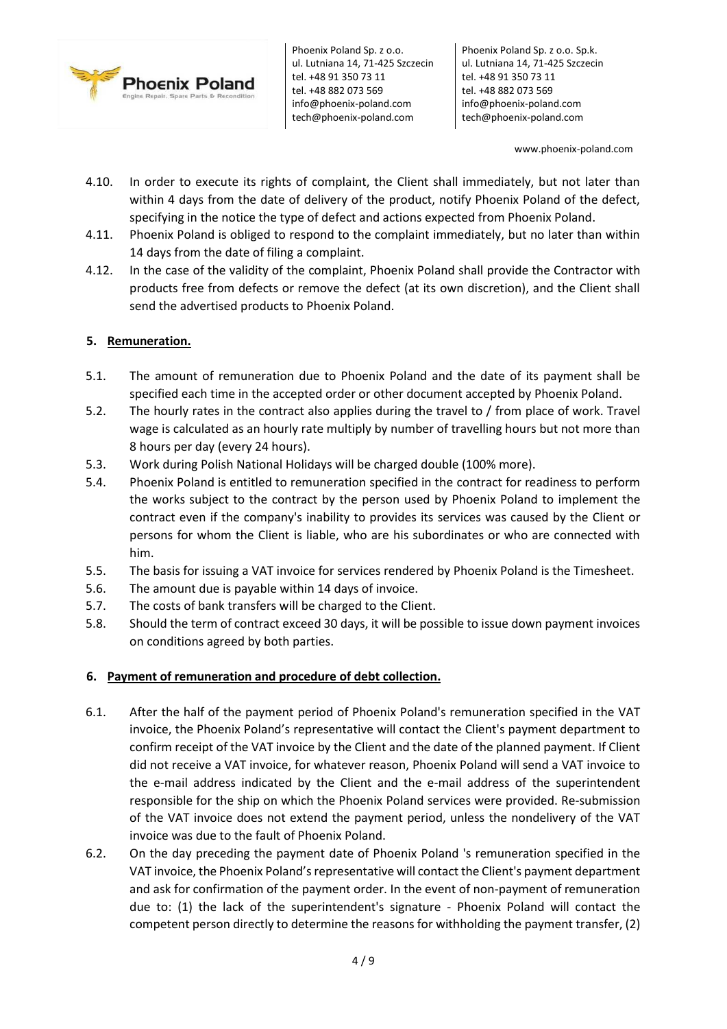4.10. In order to execute its rights of complaint, the Client shall immediately, but not later than within 4 days from the date of delivery of the product, notify Phoenix Poland of the defect, specifying in the notice the type of defect and actions expected from Phoenix Poland.

4.11. Phoenix Poland is obliged to respond to the complaint immediately, but no later than within 14 days from the date of filing a complaint.

4.12. In the case of the validity of the complaint, Phoenix Poland shall provide the Contractor with products free from defects or remove the defect (at its own discretion), and the Client shall send the advertised products to Phoenix Poland.

## 5. Remuneration.

5.1. The amount of remuneration due to Phoenix Poland and the date of its payment shall be specified each time in the accepted order or other document accepted by Phoenix Poland.

5.2. The hourly rates in the contract also applies during the travel to / from place of work. Travel wage is calculated as an hourly rate multiply by number of travelling hours but not more than 8 hours per day (every 24 hours).

5.3. Work during Polish National Holidays will be charged double (100% more).

5.4. Phoenix Poland is entitled to remuneration specified in the contract for readiness to perform the works subject to the contract by the person used by Phoenix Poland to implement the contract even if the company's inability to provides its services was caused by the Client or persons for whom the Client is liable, who are his subordinates or who are connected with him.

5.5. The basis for issuing a VAT invoice for services rendered by Phoenix Poland is the Timesheet.

5.6. The amount due is payable within 14 days of invoice.

5.7. The costs of bank transfers will be charged to the Client.

5.8. Should the term of contract exceed 30 days, it will be possible to issue down payment invoices on conditions agreed by both parties.

## 6. Payment of remuneration and procedure of debt collection.

6.1. After the half of the payment period of Phoenix Poland's remuneration specified in the VAT invoice, the Phoenix Poland's representative will contact the Client's payment department to confirm receipt of the VAT invoice by the Client and the date of the planned payment. If Client did not receive a VAT invoice, for whatever reason, Phoenix Poland will send a VAT invoice to the e-mail address indicated by the Client and the e-mail address of the superintendent responsible for the ship on which the Phoenix Poland services were provided. Re-submission of the VAT invoice does not extend the payment period, unless the nondelivery of the VAT invoice was due to the fault of Phoenix Poland.

6.2. On the day preceding the payment date of Phoenix Poland 's remuneration specified in the VAT invoice, the Phoenix Poland's representative will contact the Client's payment department and ask for confirmation of the payment order. In the event of non-payment of remuneration due to: (1) the lack of the superintendent's signature - Phoenix Poland will contact the competent person directly to determine the reasons for withholding the payment transfer, (2)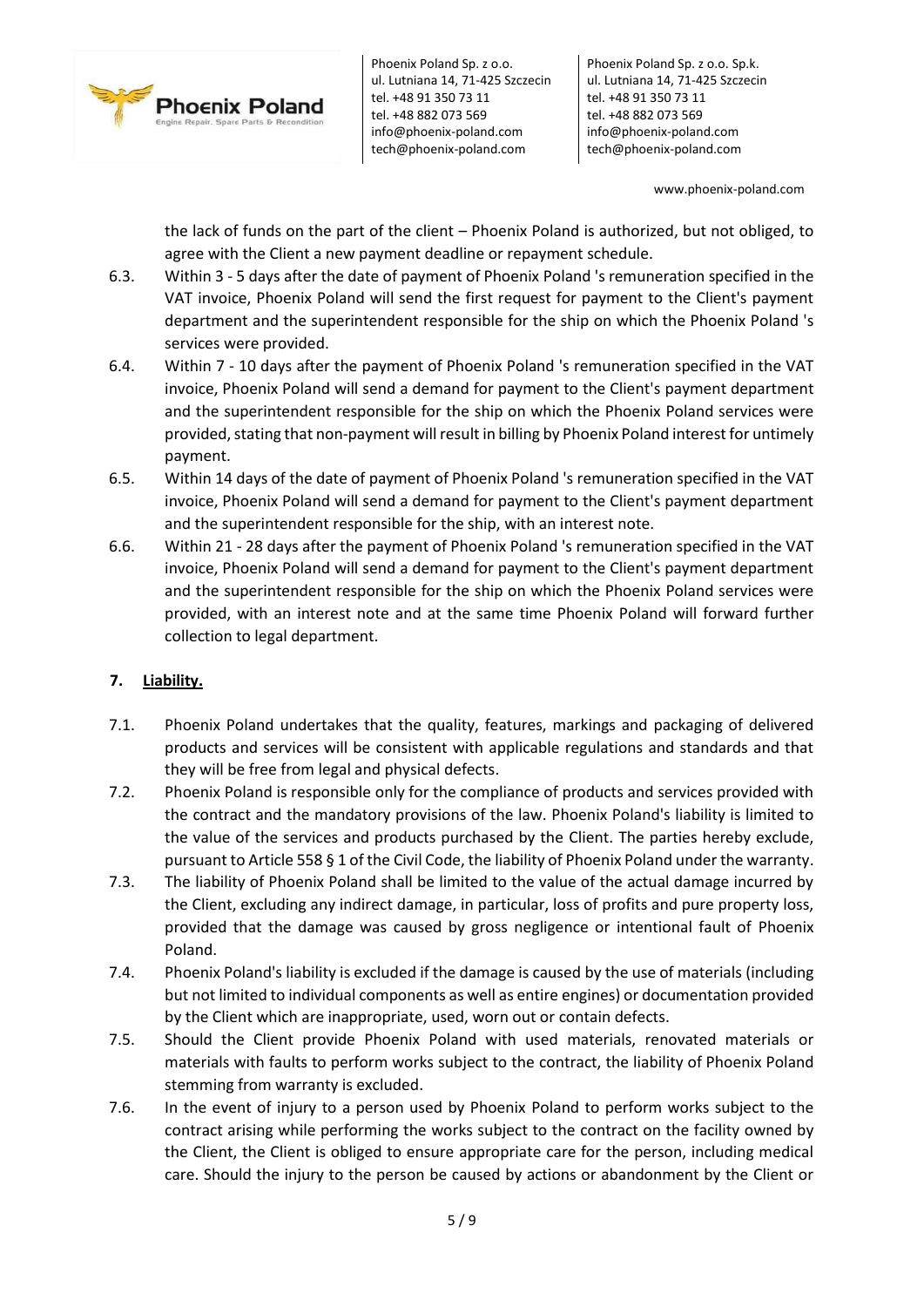the lack of funds on the part of the client – Phoenix Poland is authorized, but not obliged, to agree with the Client a new payment deadline or repayment schedule.

6.3. Within 3 - 5 days after the date of payment of Phoenix Poland 's remuneration specified in the VAT invoice, Phoenix Poland will send the first request for payment to the Client's payment department and the superintendent responsible for the ship on which the Phoenix Poland 's services were provided.

6.4. Within 7 - 10 days after the payment of Phoenix Poland 's remuneration specified in the VAT invoice, Phoenix Poland will send a demand for payment to the Client's payment department and the superintendent responsible for the ship on which the Phoenix Poland services were provided, stating that non-payment will result in billing by Phoenix Poland interest for untimely payment.

6.5. Within 14 days of the date of payment of Phoenix Poland 's remuneration specified in the VAT invoice, Phoenix Poland will send a demand for payment to the Client's payment department and the superintendent responsible for the ship, with an interest note.

6.6. Within 21 - 28 days after the payment of Phoenix Poland 's remuneration specified in the VAT invoice, Phoenix Poland will send a demand for payment to the Client's payment department and the superintendent responsible for the ship on which the Phoenix Poland services were provided, with an interest note and at the same time Phoenix Poland will forward further collection to legal department.

## 7. Liability.

7.1. Phoenix Poland undertakes that the quality, features, markings and packaging of delivered products and services will be consistent with applicable regulations and standards and that they will be free from legal and physical defects.

7.2. Phoenix Poland is responsible only for the compliance of products and services provided with the contract and the mandatory provisions of the law. Phoenix Poland's liability is limited to the value of the services and products purchased by the Client. The parties hereby exclude, pursuant to Article 558 § 1 of the Civil Code, the liability of Phoenix Poland under the warranty.

7.3. The liability of Phoenix Poland shall be limited to the value of the actual damage incurred by the Client, excluding any indirect damage, in particular, loss of profits and pure property loss, provided that the damage was caused by gross negligence or intentional fault of Phoenix Poland.

7.4. Phoenix Poland's liability is excluded if the damage is caused by the use of materials (including but not limited to individual components as well as entire engines) or documentation provided by the Client which are inappropriate, used, worn out or contain defects.

7.5. Should the Client provide Phoenix Poland with used materials, renovated materials or materials with faults to perform works subject to the contract, the liability of Phoenix Poland stemming from warranty is excluded.

7.6. In the event of injury to a person used by Phoenix Poland to perform works subject to the contract arising while performing the works subject to the contract on the facility owned by the Client, the Client is obliged to ensure appropriate care for the person, including medical care. Should the injury to the person be caused by actions or abandonment by the Client or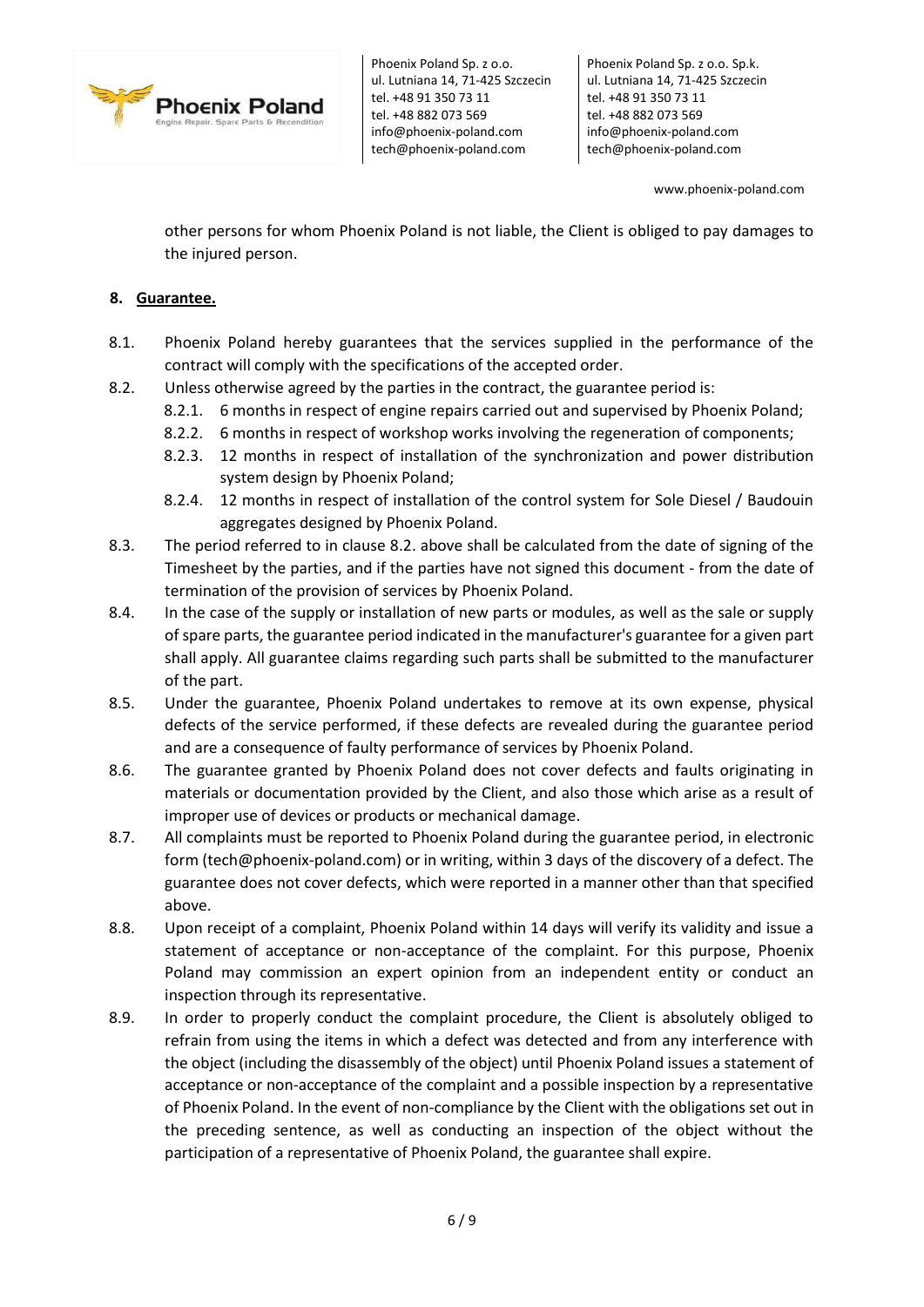other persons for whom Phoenix Poland is not liable, the Client is obliged to pay damages to the injured person.

## 8. Guarantee.

8.1. Phoenix Poland hereby guarantees that the services supplied in the performance of the contract will comply with the specifications of the accepted order.

8.2. Unless otherwise agreed by the parties in the contract, the guarantee period is:

- 8.2.1. 6 months in respect of engine repairs carried out and supervised by Phoenix Poland;
- 8.2.2. 6 months in respect of workshop works involving the regeneration of components;
- 8.2.3. 12 months in respect of installation of the synchronization and power distribution system design by Phoenix Poland;
- 8.2.4. 12 months in respect of installation of the control system for Sole Diesel / Baudouin aggregates designed by Phoenix Poland.

8.3. The period referred to in clause 8.2. above shall be calculated from the date of signing of the Timesheet by the parties, and if the parties have not signed this document - from the date of termination of the provision of services by Phoenix Poland.

8.4. In the case of the supply or installation of new parts or modules, as well as the sale or supply of spare parts, the guarantee period indicated in the manufacturer's guarantee for a given part shall apply. All guarantee claims regarding such parts shall be submitted to the manufacturer of the part.

8.5. Under the guarantee, Phoenix Poland undertakes to remove at its own expense, physical defects of the service performed, if these defects are revealed during the guarantee period and are a consequence of faulty performance of services by Phoenix Poland.

8.6. The guarantee granted by Phoenix Poland does not cover defects and faults originating in materials or documentation provided by the Client, and also those which arise as a result of improper use of devices or products or mechanical damage.

8.7. All complaints must be reported to Phoenix Poland during the guarantee period, in electronic form (tech@phoenix-poland.com) or in writing, within 3 days of the discovery of a defect. The guarantee does not cover defects, which were reported in a manner other than that specified above.

8.8. Upon receipt of a complaint, Phoenix Poland within 14 days will verify its validity and issue a statement of acceptance or non-acceptance of the complaint. For this purpose, Phoenix Poland may commission an expert opinion from an independent entity or conduct an inspection through its representative.

8.9. In order to properly conduct the complaint procedure, the Client is absolutely obliged to refrain from using the items in which a defect was detected and from any interference with the object (including the disassembly of the object) until Phoenix Poland issues a statement of acceptance or non-acceptance of the complaint and a possible inspection by a representative of Phoenix Poland. In the event of non-compliance by the Client with the obligations set out in the preceding sentence, as well as conducting an inspection of the object without the participation of a representative of Phoenix Poland, the guarantee shall expire.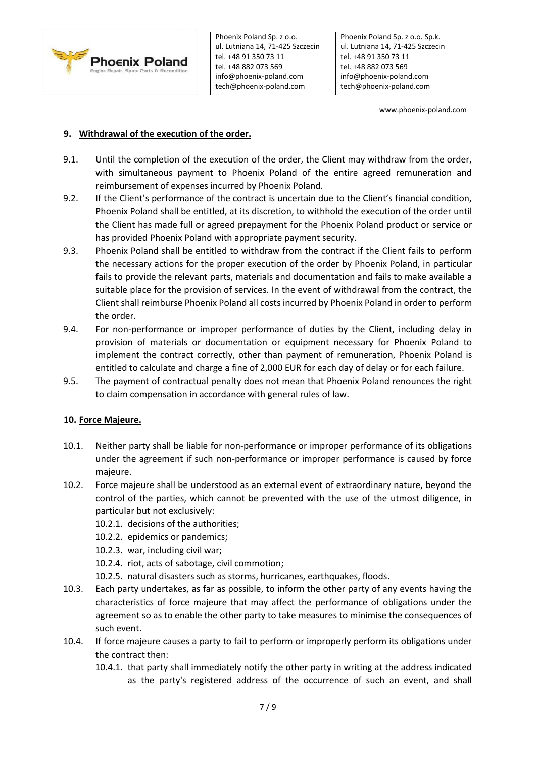## 9. Withdrawal of the execution of the order.

9.1. Until the completion of the execution of the order, the Client may withdraw from the order, with simultaneous payment to Phoenix Poland of the entire agreed remuneration and reimbursement of expenses incurred by Phoenix Poland.

9.2. If the Client's performance of the contract is uncertain due to the Client's financial condition, Phoenix Poland shall be entitled, at its discretion, to withhold the execution of the order until the Client has made full or agreed prepayment for the Phoenix Poland product or service or has provided Phoenix Poland with appropriate payment security.

9.3. Phoenix Poland shall be entitled to withdraw from the contract if the Client fails to perform the necessary actions for the proper execution of the order by Phoenix Poland, in particular fails to provide the relevant parts, materials and documentation and fails to make available a suitable place for the provision of services. In the event of withdrawal from the contract, the Client shall reimburse Phoenix Poland all costs incurred by Phoenix Poland in order to perform the order.

9.4. For non-performance or improper performance of duties by the Client, including delay in provision of materials or documentation or equipment necessary for Phoenix Poland to implement the contract correctly, other than payment of remuneration, Phoenix Poland is entitled to calculate and charge a fine of 2,000 EUR for each day of delay or for each failure.

9.5. The payment of contractual penalty does not mean that Phoenix Poland renounces the right to claim compensation in accordance with general rules of law.

## 10. Force Majeure.

10.1. Neither party shall be liable for non-performance or improper performance of its obligations under the agreement if such non-performance or improper performance is caused by force majeure.

10.2. Force majeure shall be understood as an external event of extraordinary nature, beyond the control of the parties, which cannot be prevented with the use of the utmost diligence, in particular but not exclusively:

10.2.1. decisions of the authorities;

10.2.2. epidemics or pandemics;

10.2.3. war, including civil war;

10.2.4. riot, acts of sabotage, civil commotion;

10.2.5. natural disasters such as storms, hurricanes, earthquakes, floods.

10.3. Each party undertakes, as far as possible, to inform the other party of any events having the characteristics of force majeure that may affect the performance of obligations under the agreement so as to enable the other party to take measures to minimise the consequences of such event.

10.4. If force majeure causes a party to fail to perform or improperly perform its obligations under the contract then:

10.4.1. that party shall immediately notify the other party in writing at the address indicated as the party's registered address of the occurrence of such an event, and shall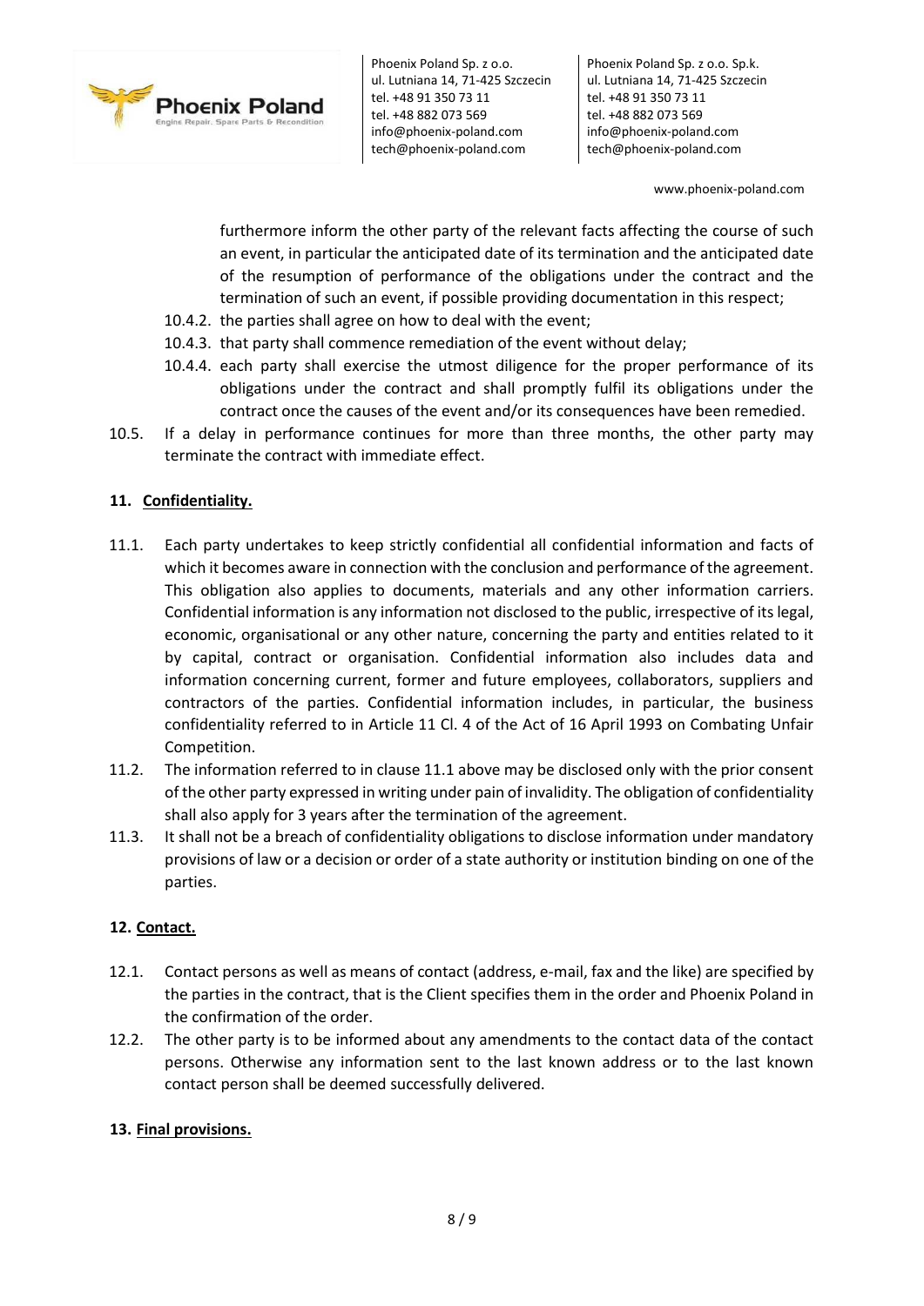furthermore inform the other party of the relevant facts affecting the course of such an event, in particular the anticipated date of its termination and the anticipated date of the resumption of performance of the obligations under the contract and the termination of such an event, if possible providing documentation in this respect;

10.4.2. the parties shall agree on how to deal with the event;

10.4.3. that party shall commence remediation of the event without delay;

10.4.4. each party shall exercise the utmost diligence for the proper performance of its obligations under the contract and shall promptly fulfil its obligations under the contract once the causes of the event and/or its consequences have been remedied.

10.5. If a delay in performance continues for more than three months, the other party may terminate the contract with immediate effect.

## 11. Confidentiality.

11.1. Each party undertakes to keep strictly confidential all confidential information and facts of which it becomes aware in connection with the conclusion and performance of the agreement. This obligation also applies to documents, materials and any other information carriers. Confidential information is any information not disclosed to the public, irrespective of its legal, economic, organisational or any other nature, concerning the party and entities related to it by capital, contract or organisation. Confidential information also includes data and information concerning current, former and future employees, collaborators, suppliers and contractors of the parties. Confidential information includes, in particular, the business confidentiality referred to in Article 11 Cl. 4 of the Act of 16 April 1993 on Combating Unfair Competition.

11.2. The information referred to in clause 11.1 above may be disclosed only with the prior consent of the other party expressed in writing under pain of invalidity. The obligation of confidentiality shall also apply for 3 years after the termination of the agreement.

11.3. It shall not be a breach of confidentiality obligations to disclose information under mandatory provisions of law or a decision or order of a state authority or institution binding on one of the parties.

## 12. Contact.

12.1. Contact persons as well as means of contact (address, e-mail, fax and the like) are specified by the parties in the contract, that is the Client specifies them in the order and Phoenix Poland in the confirmation of the order.

12.2. The other party is to be informed about any amendments to the contact data of the contact persons. Otherwise any information sent to the last known address or to the last known contact person shall be deemed successfully delivered.

## 13. Final provisions.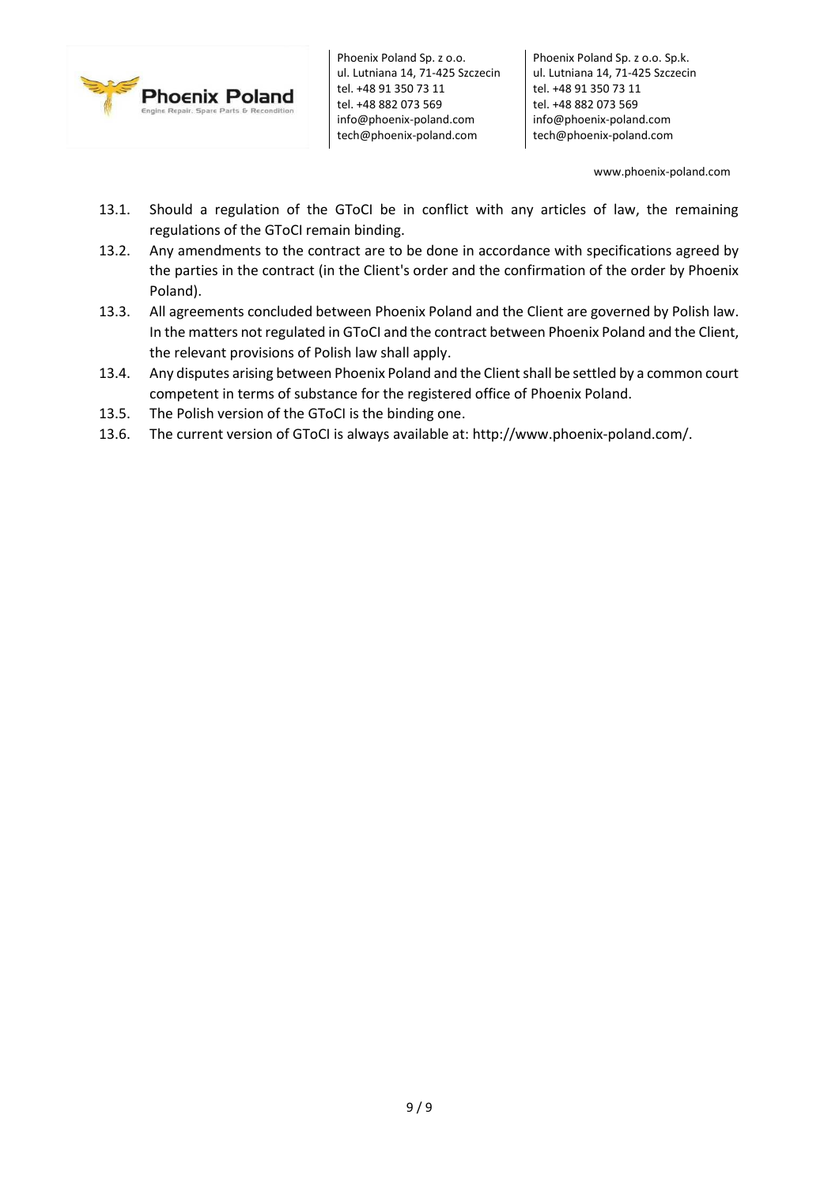13.1. Should a regulation of the GToCI be in conflict with any articles of law, the remaining regulations of the GToCI remain binding.

13.2. Any amendments to the contract are to be done in accordance with specifications agreed by the parties in the contract (in the Client's order and the confirmation of the order by Phoenix Poland).

13.3. All agreements concluded between Phoenix Poland and the Client are governed by Polish law. In the matters not regulated in GToCI and the contract between Phoenix Poland and the Client, the relevant provisions of Polish law shall apply.

13.4. Any disputes arising between Phoenix Poland and the Client shall be settled by a common court competent in terms of substance for the registered office of Phoenix Poland.

13.5. The Polish version of the GToCI is the binding one.

13.6. The current version of GToCI is always available at: http://www.phoenix-poland.com/.